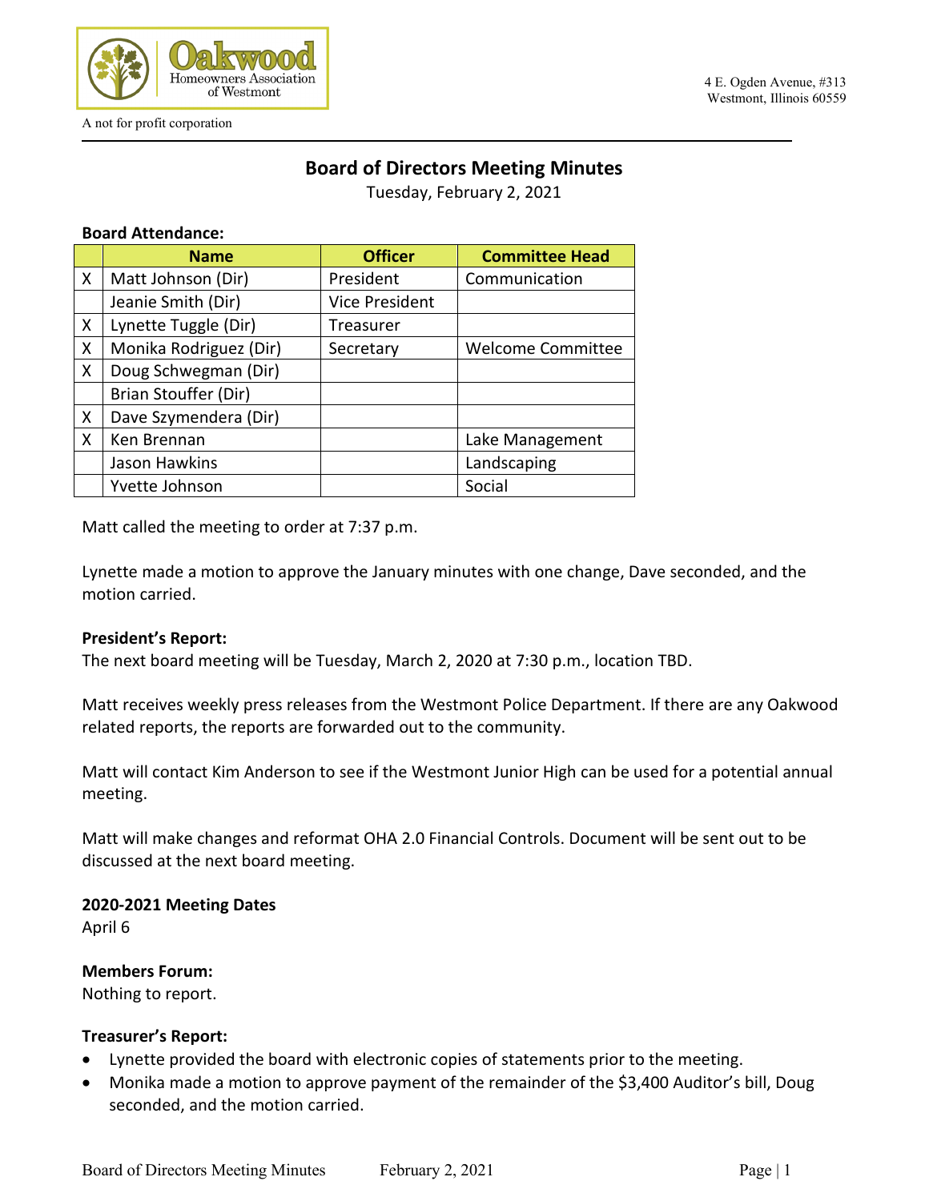Oakwood Homeowners Association of Westmont

A not for profit corporation

4 E. Ogden Avenue, #313
Westmont, Illinois 60559

# Board of Directors Meeting Minutes

Tuesday, February 2, 2021

**Board Attendance:**

| | Name | Officer | Committee Head |
|---|---|---|---|
| X | Matt Johnson (Dir) | President | Communication |
| | Jeanie Smith (Dir) | Vice President | |
| X | Lynette Tuggle (Dir) | Treasurer | |
| X | Monika Rodriguez (Dir) | Secretary | Welcome Committee |
| X | Doug Schwegman (Dir) | | |
| | Brian Stouffer (Dir) | | |
| X | Dave Szymendera (Dir) | | |
| X | Ken Brennan | | Lake Management |
| | Jason Hawkins | | Landscaping |
| | Yvette Johnson | | Social |

Matt called the meeting to order at 7:37 p.m.

Lynette made a motion to approve the January minutes with one change, Dave seconded, and the motion carried.

**President's Report:**

The next board meeting will be Tuesday, March 2, 2020 at 7:30 p.m., location TBD.

Matt receives weekly press releases from the Westmont Police Department. If there are any Oakwood related reports, the reports are forwarded out to the community.

Matt will contact Kim Anderson to see if the Westmont Junior High can be used for a potential annual meeting.

Matt will make changes and reformat OHA 2.0 Financial Controls. Document will be sent out to be discussed at the next board meeting.

**2020-2021 Meeting Dates**

April 6

**Members Forum:**

Nothing to report.

**Treasurer's Report:**

- Lynette provided the board with electronic copies of statements prior to the meeting.
- Monika made a motion to approve payment of the remainder of the $3,400 Auditor's bill, Doug seconded, and the motion carried.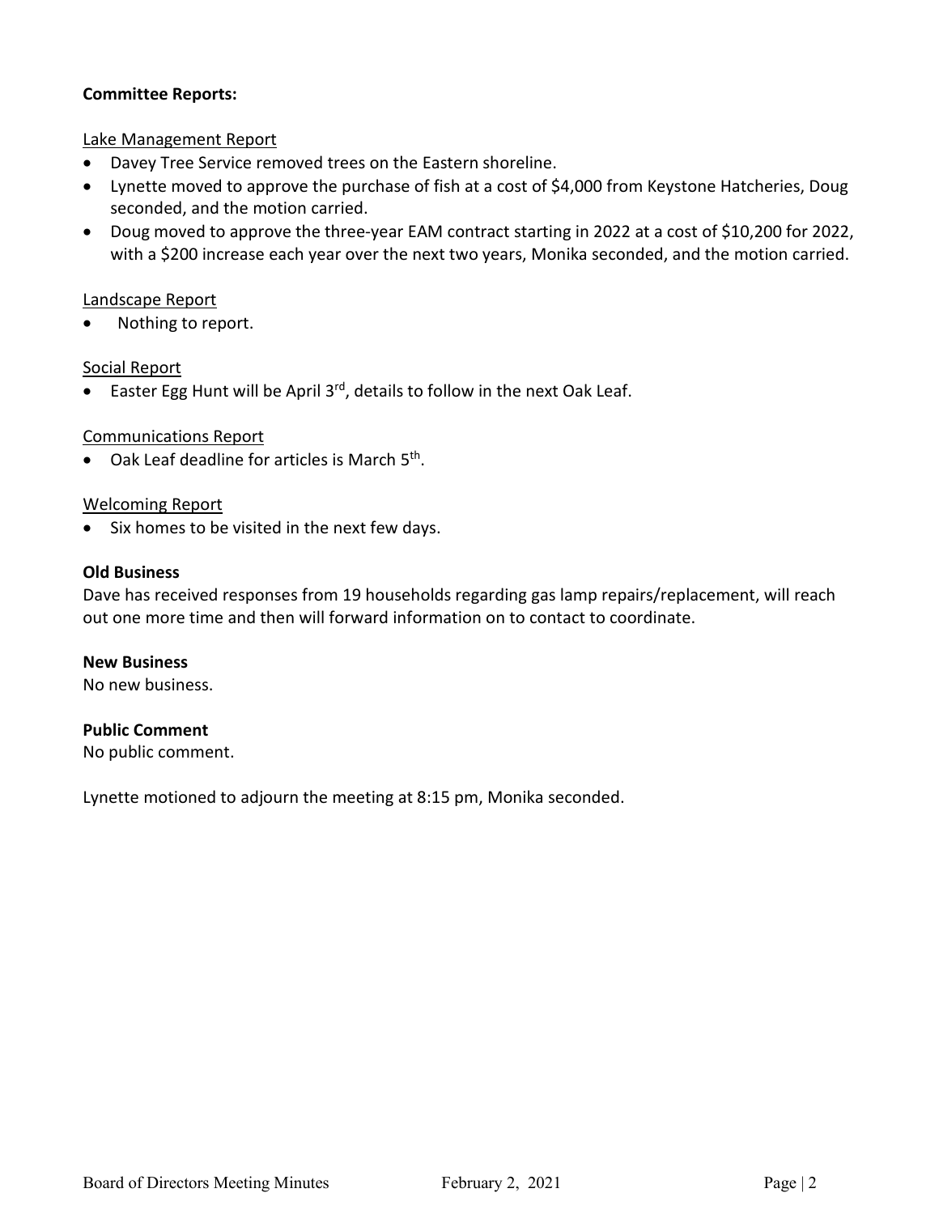**Committee Reports:**

Lake Management Report

- Davey Tree Service removed trees on the Eastern shoreline.
- Lynette moved to approve the purchase of fish at a cost of $4,000 from Keystone Hatcheries, Doug seconded, and the motion carried.
- Doug moved to approve the three-year EAM contract starting in 2022 at a cost of $10,200 for 2022, with a $200 increase each year over the next two years, Monika seconded, and the motion carried.

Landscape Report

- Nothing to report.

Social Report

- Easter Egg Hunt will be April 3rd, details to follow in the next Oak Leaf.

Communications Report

- Oak Leaf deadline for articles is March 5th.

Welcoming Report

- Six homes to be visited in the next few days.

**Old Business**

Dave has received responses from 19 households regarding gas lamp repairs/replacement, will reach out one more time and then will forward information on to contact to coordinate.

**New Business**

No new business.

**Public Comment**

No public comment.

Lynette motioned to adjourn the meeting at 8:15 pm, Monika seconded.